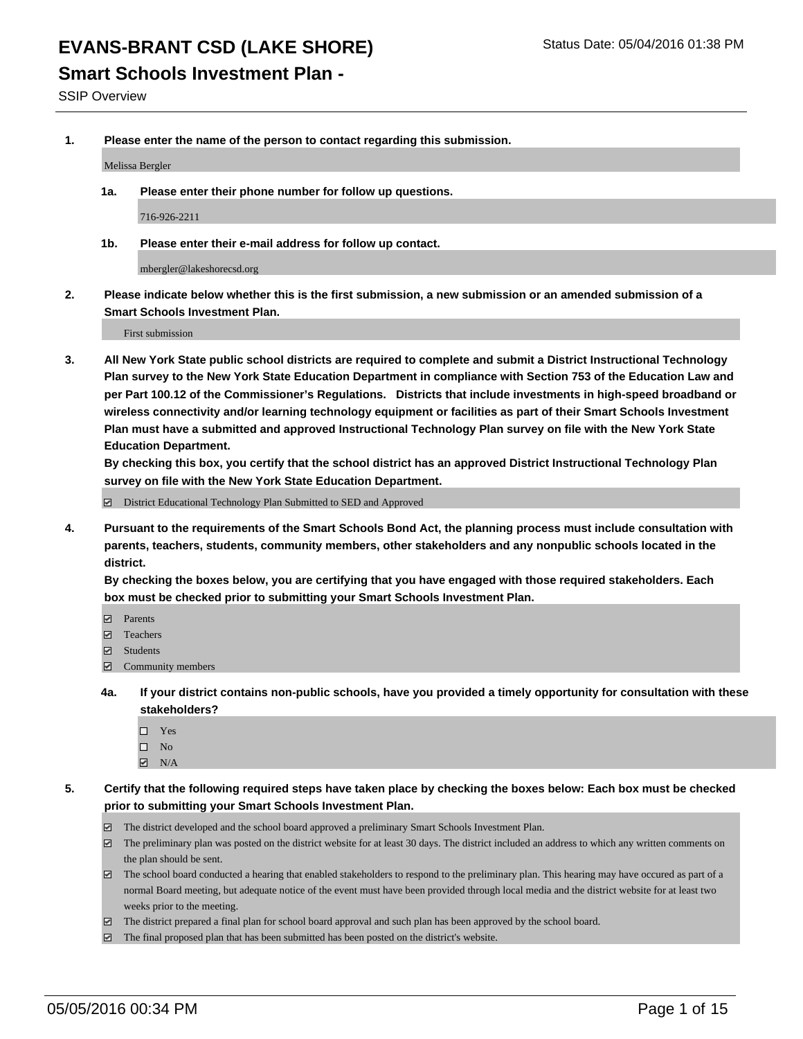# EVANS-BRANT CSD (LAKE SHORE)

Status Date: 05/04/2016 01:38 PM

## Smart Schools Investment Plan -

SSIP Overview

**1. Please enter the name of the person to contact regarding this submission.**

Melissa Bergler

**1a. Please enter their phone number for follow up questions.**

716-926-2211

**1b. Please enter their e-mail address for follow up contact.**

mbergler@lakeshorecsd.org

**2. Please indicate below whether this is the first submission, a new submission or an amended submission of a Smart Schools Investment Plan.**

First submission

**3. All New York State public school districts are required to complete and submit a District Instructional Technology Plan survey to the New York State Education Department in compliance with Section 753 of the Education Law and per Part 100.12 of the Commissioner's Regulations. Districts that include investments in high-speed broadband or wireless connectivity and/or learning technology equipment or facilities as part of their Smart Schools Investment Plan must have a submitted and approved Instructional Technology Plan survey on file with the New York State Education Department.**
**By checking this box, you certify that the school district has an approved District Instructional Technology Plan survey on file with the New York State Education Department.**

- [x] District Educational Technology Plan Submitted to SED and Approved

**4. Pursuant to the requirements of the Smart Schools Bond Act, the planning process must include consultation with parents, teachers, students, community members, other stakeholders and any nonpublic schools located in the district.**
**By checking the boxes below, you are certifying that you have engaged with those required stakeholders. Each box must be checked prior to submitting your Smart Schools Investment Plan.**

- [x] Parents
- [x] Teachers
- [x] Students
- [x] Community members

**4a. If your district contains non-public schools, have you provided a timely opportunity for consultation with these stakeholders?**

- [ ] Yes
- [ ] No
- [x] N/A

**5. Certify that the following required steps have taken place by checking the boxes below: Each box must be checked prior to submitting your Smart Schools Investment Plan.**

- [x] The district developed and the school board approved a preliminary Smart Schools Investment Plan.
- [x] The preliminary plan was posted on the district website for at least 30 days. The district included an address to which any written comments on the plan should be sent.
- [x] The school board conducted a hearing that enabled stakeholders to respond to the preliminary plan. This hearing may have occured as part of a normal Board meeting, but adequate notice of the event must have been provided through local media and the district website for at least two weeks prior to the meeting.
- [x] The district prepared a final plan for school board approval and such plan has been approved by the school board.
- [x] The final proposed plan that has been submitted has been posted on the district's website.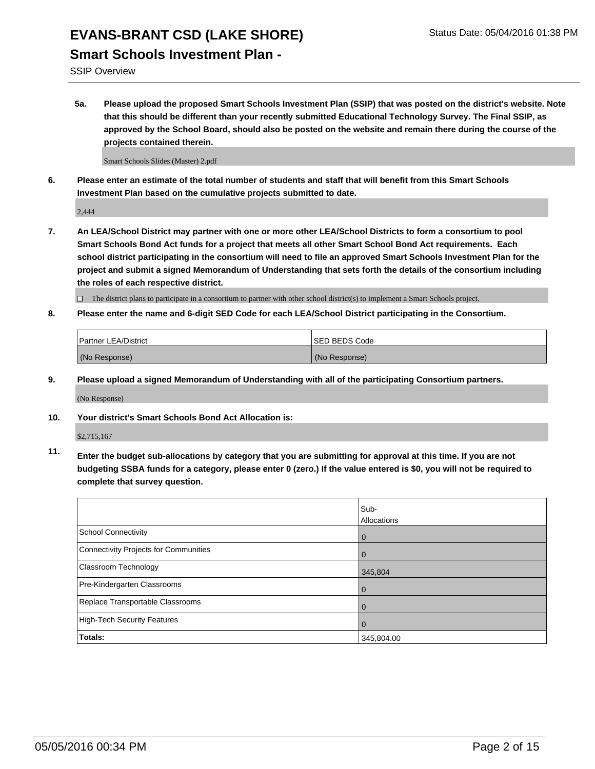# EVANS-BRANT CSD (LAKE SHORE)

## Smart Schools Investment Plan -

SSIP Overview

**5a. Please upload the proposed Smart Schools Investment Plan (SSIP) that was posted on the district's website. Note that this should be different than your recently submitted Educational Technology Survey. The Final SSIP, as approved by the School Board, should also be posted on the website and remain there during the course of the projects contained therein.**

Smart Schools Slides (Master) 2.pdf

**6. Please enter an estimate of the total number of students and staff that will benefit from this Smart Schools Investment Plan based on the cumulative projects submitted to date.**

2,444

**7. An LEA/School District may partner with one or more other LEA/School Districts to form a consortium to pool Smart Schools Bond Act funds for a project that meets all other Smart School Bond Act requirements. Each school district participating in the consortium will need to file an approved Smart Schools Investment Plan for the project and submit a signed Memorandum of Understanding that sets forth the details of the consortium including the roles of each respective district.**

☐ The district plans to participate in a consortium to partner with other school district(s) to implement a Smart Schools project.

**8. Please enter the name and 6-digit SED Code for each LEA/School District participating in the Consortium.**

| Partner LEA/District | SED BEDS Code |
| --- | --- |
| (No Response) | (No Response) |

**9. Please upload a signed Memorandum of Understanding with all of the participating Consortium partners.**

(No Response)

**10. Your district's Smart Schools Bond Act Allocation is:**

$2,715,167

**11. Enter the budget sub-allocations by category that you are submitting for approval at this time. If you are not budgeting SSBA funds for a category, please enter 0 (zero.) If the value entered is $0, you will not be required to complete that survey question.**

| | Sub-Allocations |
| --- | --- |
| School Connectivity | 0 |
| Connectivity Projects for Communities | 0 |
| Classroom Technology | 345,804 |
| Pre-Kindergarten Classrooms | 0 |
| Replace Transportable Classrooms | 0 |
| High-Tech Security Features | 0 |
| **Totals:** | 345,804.00 |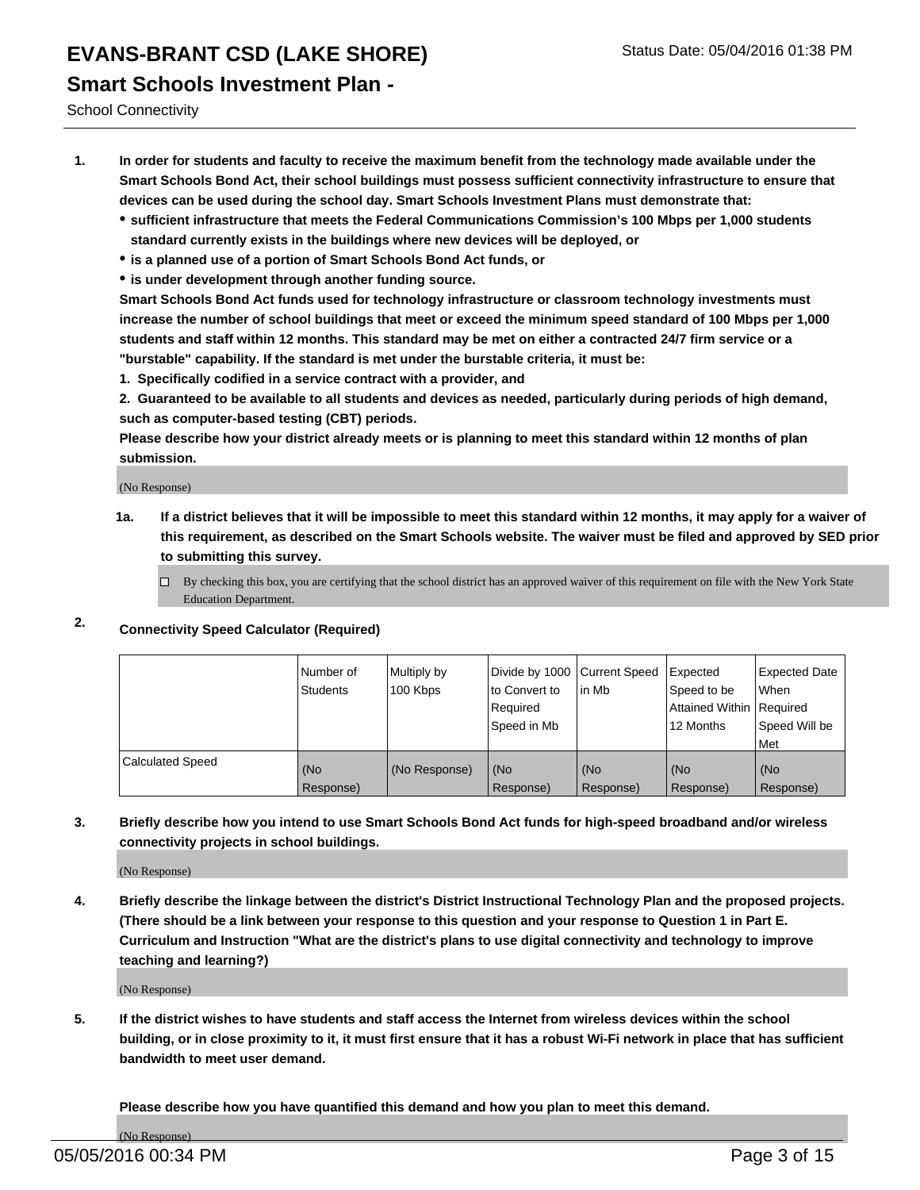# EVANS-BRANT CSD (LAKE SHORE)

Status Date: 05/04/2016 01:38 PM

## Smart Schools Investment Plan -

School Connectivity

1. **In order for students and faculty to receive the maximum benefit from the technology made available under the Smart Schools Bond Act, their school buildings must possess sufficient connectivity infrastructure to ensure that devices can be used during the school day. Smart Schools Investment Plans must demonstrate that:**
   - **sufficient infrastructure that meets the Federal Communications Commission's 100 Mbps per 1,000 students standard currently exists in the buildings where new devices will be deployed, or**
   - **is a planned use of a portion of Smart Schools Bond Act funds, or**
   - **is under development through another funding source.**

   **Smart Schools Bond Act funds used for technology infrastructure or classroom technology investments must increase the number of school buildings that meet or exceed the minimum speed standard of 100 Mbps per 1,000 students and staff within 12 months. This standard may be met on either a contracted 24/7 firm service or a "burstable" capability. If the standard is met under the burstable criteria, it must be:**

   **1. Specifically codified in a service contract with a provider, and**

   **2. Guaranteed to be available to all students and devices as needed, particularly during periods of high demand, such as computer-based testing (CBT) periods.**

   **Please describe how your district already meets or is planning to meet this standard within 12 months of plan submission.**

   (No Response)

   **1a. If a district believes that it will be impossible to meet this standard within 12 months, it may apply for a waiver of this requirement, as described on the Smart Schools website. The waiver must be filed and approved by SED prior to submitting this survey.**

   ☐ By checking this box, you are certifying that the school district has an approved waiver of this requirement on file with the New York State Education Department.

2. **Connectivity Speed Calculator (Required)**

| | Number of Students | Multiply by 100 Kbps | Divide by 1000 to Convert to Required Speed in Mb | Current Speed in Mb | Expected Speed to be Attained Within 12 Months | Expected Date When Required Speed Will be Met |
|---|---|---|---|---|---|---|
| Calculated Speed | (No Response) | (No Response) | (No Response) | (No Response) | (No Response) | (No Response) |

3. **Briefly describe how you intend to use Smart Schools Bond Act funds for high-speed broadband and/or wireless connectivity projects in school buildings.**

   (No Response)

4. **Briefly describe the linkage between the district's District Instructional Technology Plan and the proposed projects. (There should be a link between your response to this question and your response to Question 1 in Part E. Curriculum and Instruction "What are the district's plans to use digital connectivity and technology to improve teaching and learning?)**

   (No Response)

5. **If the district wishes to have students and staff access the Internet from wireless devices within the school building, or in close proximity to it, it must first ensure that it has a robust Wi-Fi network in place that has sufficient bandwidth to meet user demand.**

   **Please describe how you have quantified this demand and how you plan to meet this demand.**

   (No Response)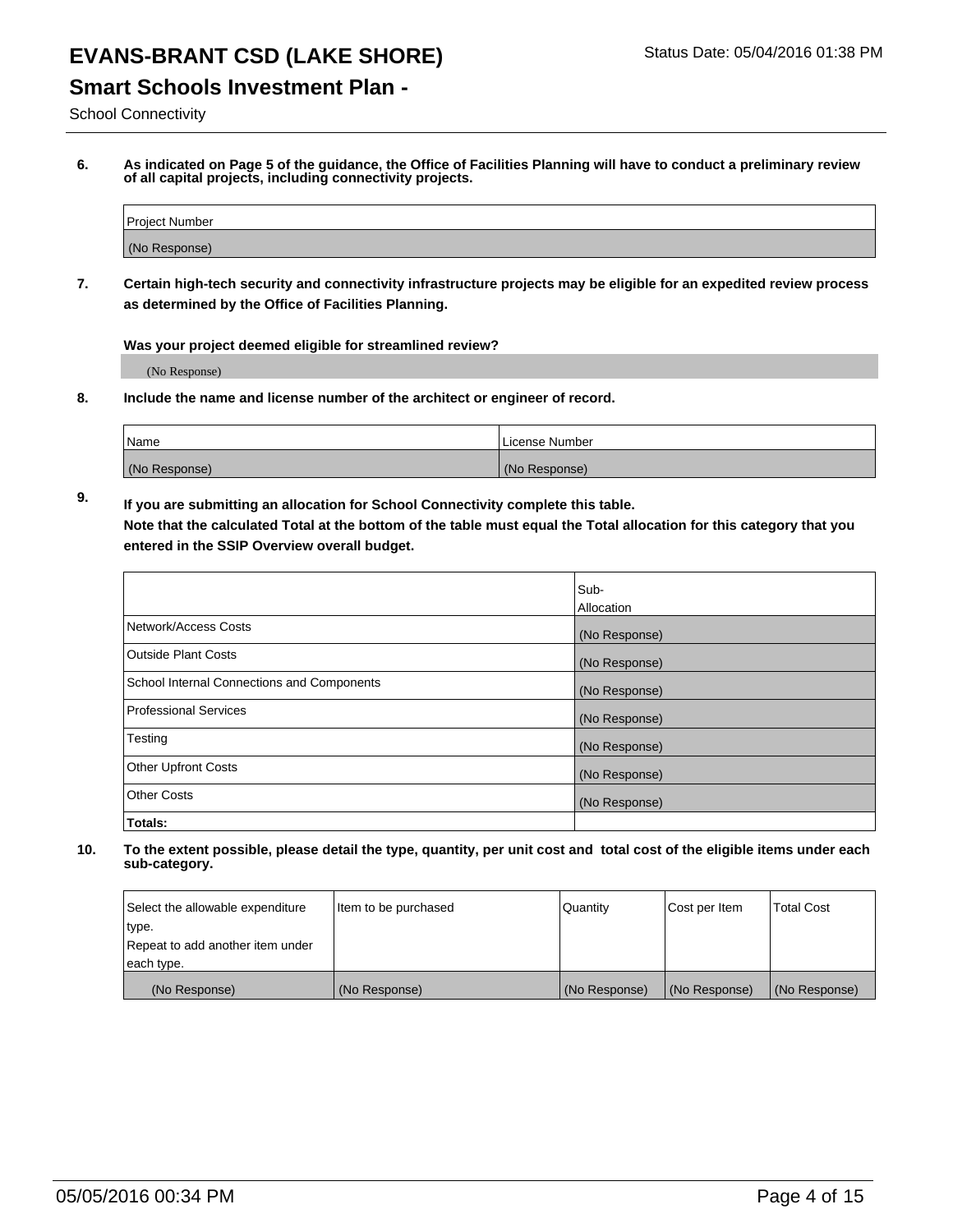# EVANS-BRANT CSD (LAKE SHORE)

Status Date: 05/04/2016 01:38 PM

## Smart Schools Investment Plan -

School Connectivity

**6. As indicated on Page 5 of the guidance, the Office of Facilities Planning will have to conduct a preliminary review of all capital projects, including connectivity projects.**

| Project Number |
|---|
| (No Response) |

**7. Certain high-tech security and connectivity infrastructure projects may be eligible for an expedited review process as determined by the Office of Facilities Planning.**

**Was your project deemed eligible for streamlined review?**

(No Response)

**8. Include the name and license number of the architect or engineer of record.**

| Name | License Number |
|---|---|
| (No Response) | (No Response) |

**9. If you are submitting an allocation for School Connectivity complete this table. Note that the calculated Total at the bottom of the table must equal the Total allocation for this category that you entered in the SSIP Overview overall budget.**

| | Sub-Allocation |
|---|---|
| Network/Access Costs | (No Response) |
| Outside Plant Costs | (No Response) |
| School Internal Connections and Components | (No Response) |
| Professional Services | (No Response) |
| Testing | (No Response) |
| Other Upfront Costs | (No Response) |
| Other Costs | (No Response) |
| **Totals:** | |

**10. To the extent possible, please detail the type, quantity, per unit cost and total cost of the eligible items under each sub-category.**

| Select the allowable expenditure type. Repeat to add another item under each type. | Item to be purchased | Quantity | Cost per Item | Total Cost |
|---|---|---|---|---|
| (No Response) | (No Response) | (No Response) | (No Response) | (No Response) |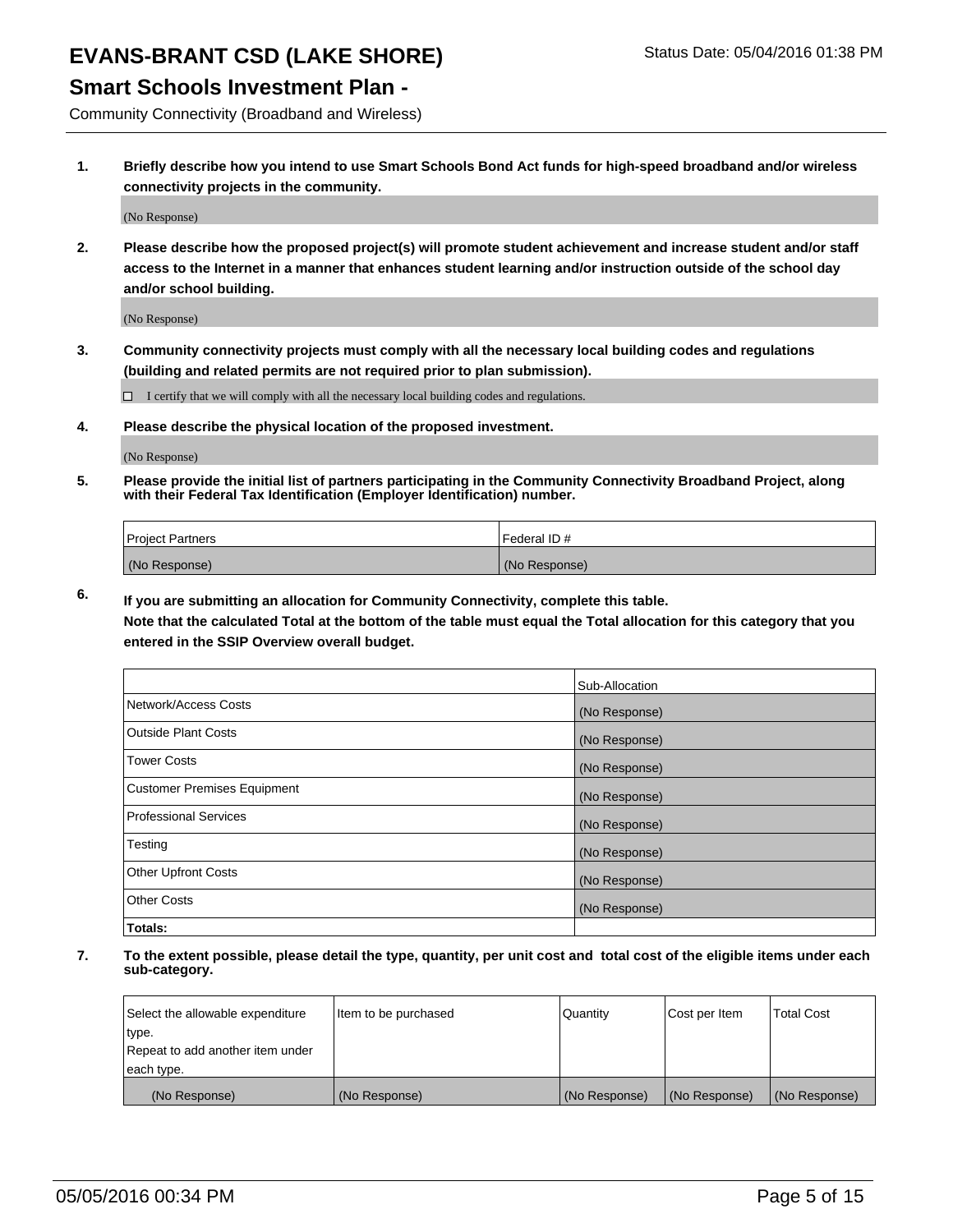# EVANS-BRANT CSD (LAKE SHORE)

Status Date: 05/04/2016 01:38 PM

## Smart Schools Investment Plan -

Community Connectivity (Broadband and Wireless)

**1. Briefly describe how you intend to use Smart Schools Bond Act funds for high-speed broadband and/or wireless connectivity projects in the community.**

(No Response)

**2. Please describe how the proposed project(s) will promote student achievement and increase student and/or staff access to the Internet in a manner that enhances student learning and/or instruction outside of the school day and/or school building.**

(No Response)

**3. Community connectivity projects must comply with all the necessary local building codes and regulations (building and related permits are not required prior to plan submission).**

☐ I certify that we will comply with all the necessary local building codes and regulations.

**4. Please describe the physical location of the proposed investment.**

(No Response)

**5. Please provide the initial list of partners participating in the Community Connectivity Broadband Project, along with their Federal Tax Identification (Employer Identification) number.**

| Project Partners | Federal ID # |
|---|---|
| (No Response) | (No Response) |

**6. If you are submitting an allocation for Community Connectivity, complete this table.**
**Note that the calculated Total at the bottom of the table must equal the Total allocation for this category that you entered in the SSIP Overview overall budget.**

| | Sub-Allocation |
|---|---|
| Network/Access Costs | (No Response) |
| Outside Plant Costs | (No Response) |
| Tower Costs | (No Response) |
| Customer Premises Equipment | (No Response) |
| Professional Services | (No Response) |
| Testing | (No Response) |
| Other Upfront Costs | (No Response) |
| Other Costs | (No Response) |
| **Totals:** | |

**7. To the extent possible, please detail the type, quantity, per unit cost and total cost of the eligible items under each sub-category.**

| Select the allowable expenditure type. Repeat to add another item under each type. | Item to be purchased | Quantity | Cost per Item | Total Cost |
|---|---|---|---|---|
| (No Response) | (No Response) | (No Response) | (No Response) | (No Response) |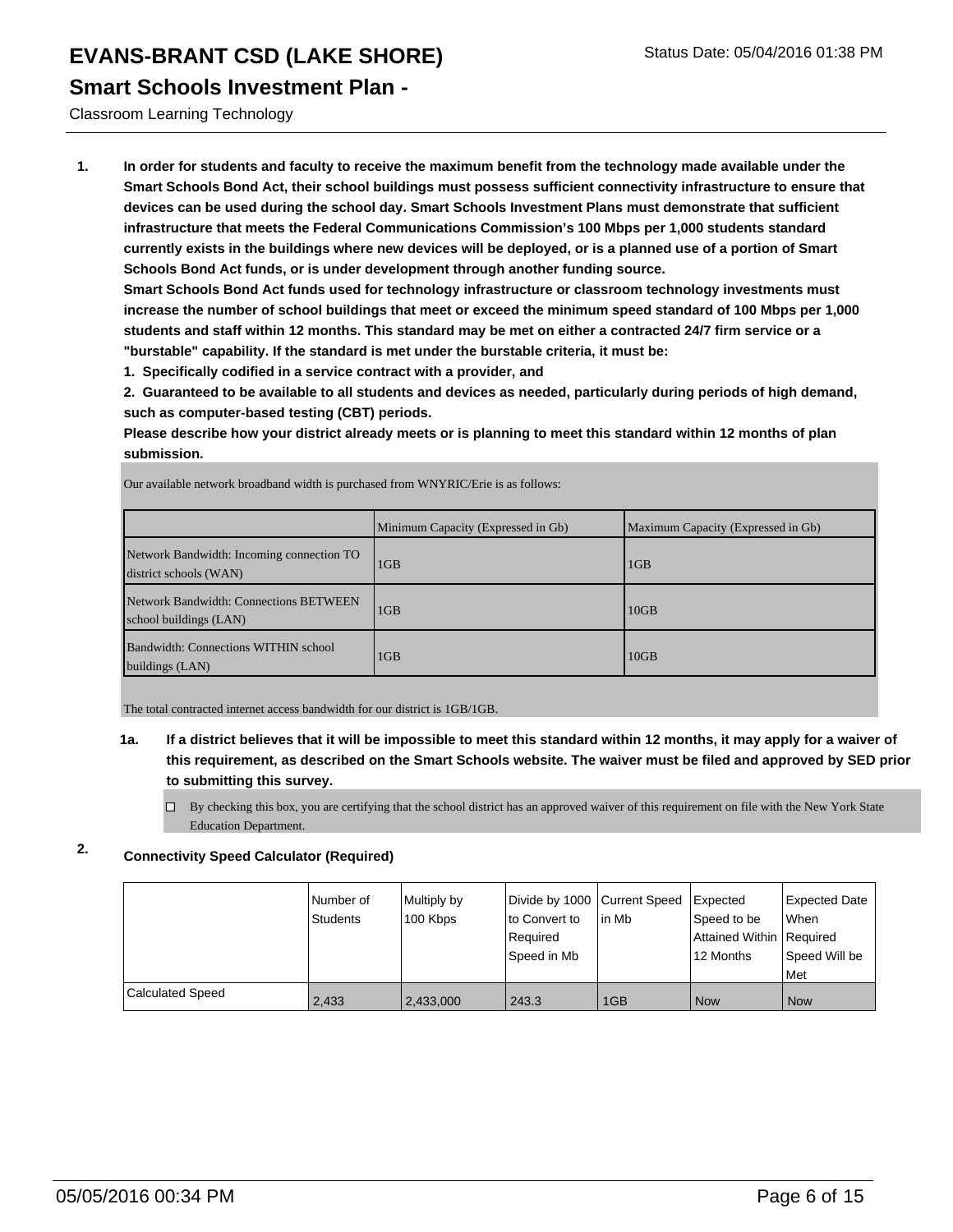# EVANS-BRANT CSD (LAKE SHORE)

Status Date: 05/04/2016 01:38 PM

## Smart Schools Investment Plan -

Classroom Learning Technology

1. **In order for students and faculty to receive the maximum benefit from the technology made available under the Smart Schools Bond Act, their school buildings must possess sufficient connectivity infrastructure to ensure that devices can be used during the school day. Smart Schools Investment Plans must demonstrate that sufficient infrastructure that meets the Federal Communications Commission's 100 Mbps per 1,000 students standard currently exists in the buildings where new devices will be deployed, or is a planned use of a portion of Smart Schools Bond Act funds, or is under development through another funding source.**

   **Smart Schools Bond Act funds used for technology infrastructure or classroom technology investments must increase the number of school buildings that meet or exceed the minimum speed standard of 100 Mbps per 1,000 students and staff within 12 months. This standard may be met on either a contracted 24/7 firm service or a "burstable" capability. If the standard is met under the burstable criteria, it must be:**

   **1. Specifically codified in a service contract with a provider, and**

   **2. Guaranteed to be available to all students and devices as needed, particularly during periods of high demand, such as computer-based testing (CBT) periods.**

   **Please describe how your district already meets or is planning to meet this standard within 12 months of plan submission.**

   Our available network broadband width is purchased from WNYRIC/Erie is as follows:

   | | Minimum Capacity (Expressed in Gb) | Maximum Capacity (Expressed in Gb) |
   |---|---|---|
   | Network Bandwidth: Incoming connection TO district schools (WAN) | 1GB | 1GB |
   | Network Bandwidth: Connections BETWEEN school buildings (LAN) | 1GB | 10GB |
   | Bandwidth: Connections WITHIN school buildings (LAN) | 1GB | 10GB |

   The total contracted internet access bandwidth for our district is 1GB/1GB.

   **1a. If a district believes that it will be impossible to meet this standard within 12 months, it may apply for a waiver of this requirement, as described on the Smart Schools website. The waiver must be filed and approved by SED prior to submitting this survey.**

   ☐ By checking this box, you are certifying that the school district has an approved waiver of this requirement on file with the New York State Education Department.

2. **Connectivity Speed Calculator (Required)**

| | Number of Students | Multiply by 100 Kbps | Divide by 1000 to Convert to Required Speed in Mb | Current Speed in Mb | Expected Speed to be Attained Within 12 Months | Expected Date When Required Speed Will be Met |
|---|---|---|---|---|---|---|
| Calculated Speed | 2,433 | 2,433,000 | 243.3 | 1GB | Now | Now |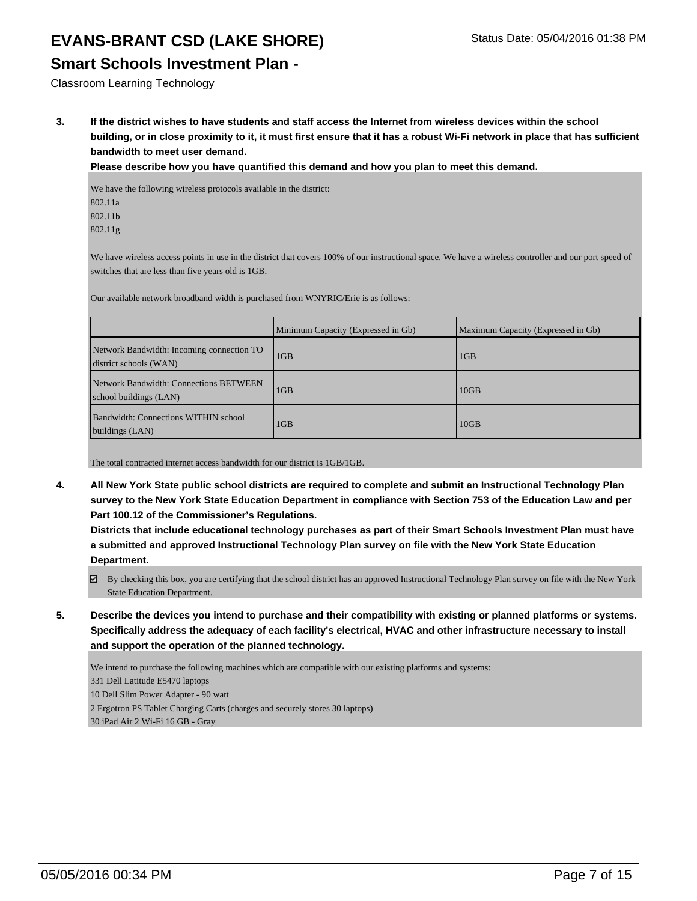**3. If the district wishes to have students and staff access the Internet from wireless devices within the school building, or in close proximity to it, it must first ensure that it has a robust Wi-Fi network in place that has sufficient bandwidth to meet user demand.**

**Please describe how you have quantified this demand and how you plan to meet this demand.**

We have the following wireless protocols available in the district:
802.11a
802.11b
802.11g

We have wireless access points in use in the district that covers 100% of our instructional space. We have a wireless controller and our port speed of switches that are less than five years old is 1GB.

Our available network broadband width is purchased from WNYRIC/Erie is as follows:

| | Minimum Capacity (Expressed in Gb) | Maximum Capacity (Expressed in Gb) |
|---|---|---|
| Network Bandwidth: Incoming connection TO district schools (WAN) | 1GB | 1GB |
| Network Bandwidth: Connections BETWEEN school buildings (LAN) | 1GB | 10GB |
| Bandwidth: Connections WITHIN school buildings (LAN) | 1GB | 10GB |

The total contracted internet access bandwidth for our district is 1GB/1GB.

**4. All New York State public school districts are required to complete and submit an Instructional Technology Plan survey to the New York State Education Department in compliance with Section 753 of the Education Law and per Part 100.12 of the Commissioner's Regulations.**

**Districts that include educational technology purchases as part of their Smart Schools Investment Plan must have a submitted and approved Instructional Technology Plan survey on file with the New York State Education Department.**

☑ By checking this box, you are certifying that the school district has an approved Instructional Technology Plan survey on file with the New York State Education Department.

**5. Describe the devices you intend to purchase and their compatibility with existing or planned platforms or systems. Specifically address the adequacy of each facility's electrical, HVAC and other infrastructure necessary to install and support the operation of the planned technology.**

We intend to purchase the following machines which are compatible with our existing platforms and systems:
331 Dell Latitude E5470 laptops
10 Dell Slim Power Adapter - 90 watt
2 Ergotron PS Tablet Charging Carts (charges and securely stores 30 laptops)
30 iPad Air 2 Wi-Fi 16 GB - Gray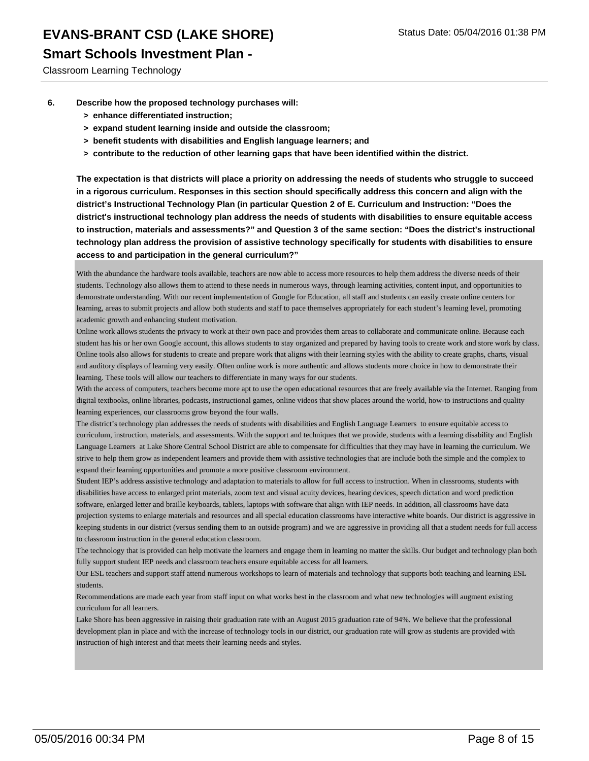6. **Describe how the proposed technology purchases will:**
   - **> enhance differentiated instruction;**
   - **> expand student learning inside and outside the classroom;**
   - **> benefit students with disabilities and English language learners; and**
   - **> contribute to the reduction of other learning gaps that have been identified within the district.**

   **The expectation is that districts will place a priority on addressing the needs of students who struggle to succeed in a rigorous curriculum. Responses in this section should specifically address this concern and align with the district's Instructional Technology Plan (in particular Question 2 of E. Curriculum and Instruction: "Does the district's instructional technology plan address the needs of students with disabilities to ensure equitable access to instruction, materials and assessments?" and Question 3 of the same section: "Does the district's instructional technology plan address the provision of assistive technology specifically for students with disabilities to ensure access to and participation in the general curriculum?"**

With the abundance the hardware tools available, teachers are now able to access more resources to help them address the diverse needs of their students. Technology also allows them to attend to these needs in numerous ways, through learning activities, content input, and opportunities to demonstrate understanding. With our recent implementation of Google for Education, all staff and students can easily create online centers for learning, areas to submit projects and allow both students and staff to pace themselves appropriately for each student's learning level, promoting academic growth and enhancing student motivation.

Online work allows students the privacy to work at their own pace and provides them areas to collaborate and communicate online. Because each student has his or her own Google account, this allows students to stay organized and prepared by having tools to create work and store work by class. Online tools also allows for students to create and prepare work that aligns with their learning styles with the ability to create graphs, charts, visual and auditory displays of learning very easily. Often online work is more authentic and allows students more choice in how to demonstrate their learning. These tools will allow our teachers to differentiate in many ways for our students.

With the access of computers, teachers become more apt to use the open educational resources that are freely available via the Internet. Ranging from digital textbooks, online libraries, podcasts, instructional games, online videos that show places around the world, how-to instructions and quality learning experiences, our classrooms grow beyond the four walls.

The district's technology plan addresses the needs of students with disabilities and English Language Learners to ensure equitable access to curriculum, instruction, materials, and assessments. With the support and techniques that we provide, students with a learning disability and English Language Learners at Lake Shore Central School District are able to compensate for difficulties that they may have in learning the curriculum. We strive to help them grow as independent learners and provide them with assistive technologies that are include both the simple and the complex to expand their learning opportunities and promote a more positive classroom environment.

Student IEP's address assistive technology and adaptation to materials to allow for full access to instruction. When in classrooms, students with disabilities have access to enlarged print materials, zoom text and visual acuity devices, hearing devices, speech dictation and word prediction software, enlarged letter and braille keyboards, tablets, laptops with software that align with IEP needs. In addition, all classrooms have data projection systems to enlarge materials and resources and all special education classrooms have interactive white boards. Our district is aggressive in keeping students in our district (versus sending them to an outside program) and we are aggressive in providing all that a student needs for full access to classroom instruction in the general education classroom.

The technology that is provided can help motivate the learners and engage them in learning no matter the skills. Our budget and technology plan both fully support student IEP needs and classroom teachers ensure equitable access for all learners.

Our ESL teachers and support staff attend numerous workshops to learn of materials and technology that supports both teaching and learning ESL students.

Recommendations are made each year from staff input on what works best in the classroom and what new technologies will augment existing curriculum for all learners.

Lake Shore has been aggressive in raising their graduation rate with an August 2015 graduation rate of 94%. We believe that the professional development plan in place and with the increase of technology tools in our district, our graduation rate will grow as students are provided with instruction of high interest and that meets their learning needs and styles.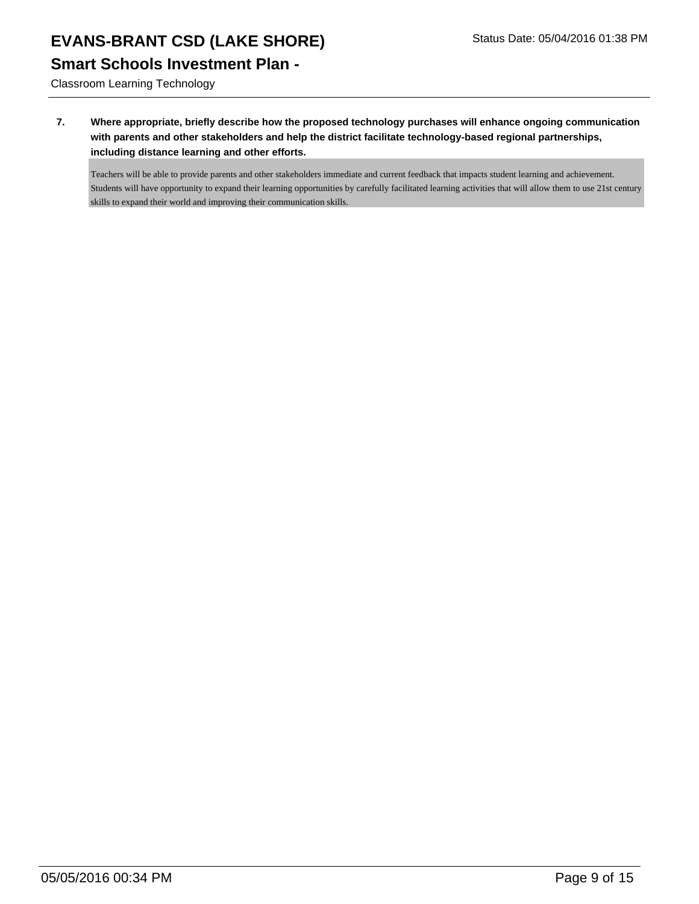**7. Where appropriate, briefly describe how the proposed technology purchases will enhance ongoing communication with parents and other stakeholders and help the district facilitate technology-based regional partnerships, including distance learning and other efforts.**

Teachers will be able to provide parents and other stakeholders immediate and current feedback that impacts student learning and achievement. Students will have opportunity to expand their learning opportunities by carefully facilitated learning activities that will allow them to use 21st century skills to expand their world and improving their communication skills.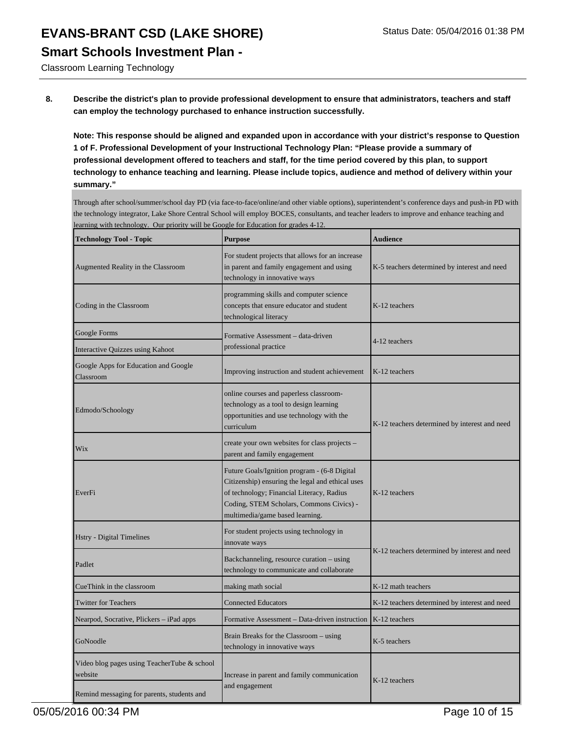**8. Describe the district's plan to provide professional development to ensure that administrators, teachers and staff can employ the technology purchased to enhance instruction successfully.**

**Note: This response should be aligned and expanded upon in accordance with your district's response to Question 1 of F. Professional Development of your Instructional Technology Plan: "Please provide a summary of professional development offered to teachers and staff, for the time period covered by this plan, to support technology to enhance teaching and learning. Please include topics, audience and method of delivery within your summary."**

Through after school/summer/school day PD (via face-to-face/online/and other viable options), superintendent's conference days and push-in PD with the technology integrator, Lake Shore Central School will employ BOCES, consultants, and teacher leaders to improve and enhance teaching and learning with technology. Our priority will be Google for Education for grades 4-12.

| Technology Tool - Topic | Purpose | Audience |
|---|---|---|
| Augmented Reality in the Classroom | For student projects that allows for an increase in parent and family engagement and using technology in innovative ways | K-5 teachers determined by interest and need |
| Coding in the Classroom | programming skills and computer science concepts that ensure educator and student technological literacy | K-12 teachers |
| Google Forms | Formative Assessment – data-driven professional practice | 4-12 teachers |
| Interactive Quizzes using Kahoot | | |
| Google Apps for Education and Google Classroom | Improving instruction and student achievement | K-12 teachers |
| Edmodo/Schoology | online courses and paperless classroom- technology as a tool to design learning opportunities and use technology with the curriculum | K-12 teachers determined by interest and need |
| Wix | create your own websites for class projects – parent and family engagement | |
| EverFi | Future Goals/Ignition program - (6-8 Digital Citizenship) ensuring the legal and ethical uses of technology; Financial Literacy, Radius Coding, STEM Scholars, Commons Civics) - multimedia/game based learning. | K-12 teachers |
| Hstry - Digital Timelines | For student projects using technology in innovate ways | K-12 teachers determined by interest and need |
| Padlet | Backchanneling, resource curation – using technology to communicate and collaborate | |
| CueThink in the classroom | making math social | K-12 math teachers |
| Twitter for Teachers | Connected Educators | K-12 teachers determined by interest and need |
| Nearpod, Socrative, Plickers – iPad apps | Formative Assessment – Data-driven instruction | K-12 teachers |
| GoNoodle | Brain Breaks for the Classroom – using technology in innovative ways | K-5 teachers |
| Video blog pages using TeacherTube & school website | Increase in parent and family communication and engagement | K-12 teachers |
| Remind messaging for parents, students and | | |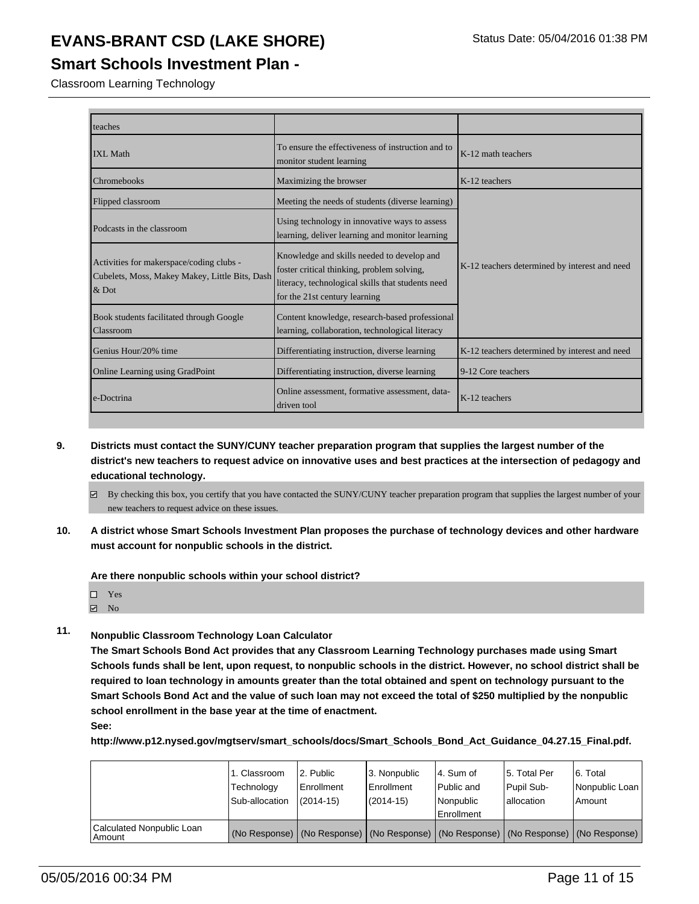| | | |
|---|---|---|
| teaches | | |
| IXL Math | To ensure the effectiveness of instruction and to monitor student learning | K-12 math teachers |
| Chromebooks | Maximizing the browser | K-12 teachers |
| Flipped classroom | Meeting the needs of students (diverse learning) | K-12 teachers determined by interest and need |
| Podcasts in the classroom | Using technology in innovative ways to assess learning, deliver learning and monitor learning | |
| Activities for makerspace/coding clubs - Cubelets, Moss, Makey Makey, Little Bits, Dash & Dot | Knowledge and skills needed to develop and foster critical thinking, problem solving, literacy, technological skills that students need for the 21st century learning | |
| Book students facilitated through Google Classroom | Content knowledge, research-based professional learning, collaboration, technological literacy | |
| Genius Hour/20% time | Differentiating instruction, diverse learning | K-12 teachers determined by interest and need |
| Online Learning using GradPoint | Differentiating instruction, diverse learning | 9-12 Core teachers |
| e-Doctrina | Online assessment, formative assessment, data-driven tool | K-12 teachers |

**9. Districts must contact the SUNY/CUNY teacher preparation program that supplies the largest number of the district's new teachers to request advice on innovative uses and best practices at the intersection of pedagogy and educational technology.**

☑ By checking this box, you certify that you have contacted the SUNY/CUNY teacher preparation program that supplies the largest number of your new teachers to request advice on these issues.

**10. A district whose Smart Schools Investment Plan proposes the purchase of technology devices and other hardware must account for nonpublic schools in the district.**

**Are there nonpublic schools within your school district?**

☐ Yes
☑ No

**11. Nonpublic Classroom Technology Loan Calculator**

**The Smart Schools Bond Act provides that any Classroom Learning Technology purchases made using Smart Schools funds shall be lent, upon request, to nonpublic schools in the district. However, no school district shall be required to loan technology in amounts greater than the total obtained and spent on technology pursuant to the Smart Schools Bond Act and the value of such loan may not exceed the total of $250 multiplied by the nonpublic school enrollment in the base year at the time of enactment.**

**See:**

**http://www.p12.nysed.gov/mgtserv/smart_schools/docs/Smart_Schools_Bond_Act_Guidance_04.27.15_Final.pdf.**

| | 1. Classroom Technology Sub-allocation | 2. Public Enrollment (2014-15) | 3. Nonpublic Enrollment (2014-15) | 4. Sum of Public and Nonpublic Enrollment | 5. Total Per Pupil Sub-allocation | 6. Total Nonpublic Loan Amount |
|---|---|---|---|---|---|---|
| Calculated Nonpublic Loan Amount | (No Response) | (No Response) | (No Response) | (No Response) | (No Response) | (No Response) |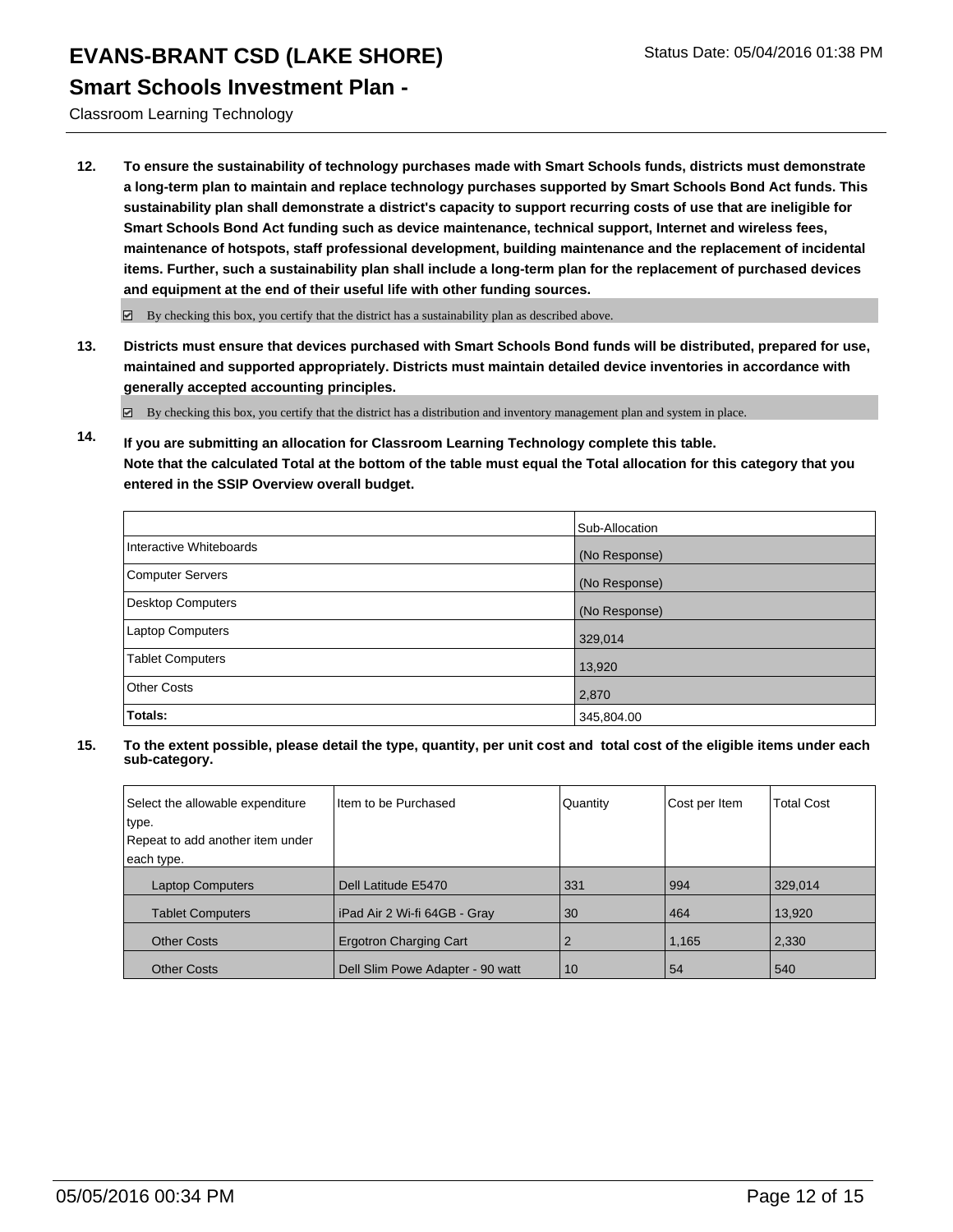# EVANS-BRANT CSD (LAKE SHORE)

## Smart Schools Investment Plan -

Classroom Learning Technology

**12. To ensure the sustainability of technology purchases made with Smart Schools funds, districts must demonstrate a long-term plan to maintain and replace technology purchases supported by Smart Schools Bond Act funds. This sustainability plan shall demonstrate a district's capacity to support recurring costs of use that are ineligible for Smart Schools Bond Act funding such as device maintenance, technical support, Internet and wireless fees, maintenance of hotspots, staff professional development, building maintenance and the replacement of incidental items. Further, such a sustainability plan shall include a long-term plan for the replacement of purchased devices and equipment at the end of their useful life with other funding sources.**

☑ By checking this box, you certify that the district has a sustainability plan as described above.

**13. Districts must ensure that devices purchased with Smart Schools Bond funds will be distributed, prepared for use, maintained and supported appropriately. Districts must maintain detailed device inventories in accordance with generally accepted accounting principles.**

☑ By checking this box, you certify that the district has a distribution and inventory management plan and system in place.

**14. If you are submitting an allocation for Classroom Learning Technology complete this table. Note that the calculated Total at the bottom of the table must equal the Total allocation for this category that you entered in the SSIP Overview overall budget.**

| | Sub-Allocation |
|---|---|
| Interactive Whiteboards | (No Response) |
| Computer Servers | (No Response) |
| Desktop Computers | (No Response) |
| Laptop Computers | 329,014 |
| Tablet Computers | 13,920 |
| Other Costs | 2,870 |
| **Totals:** | 345,804.00 |

**15. To the extent possible, please detail the type, quantity, per unit cost and total cost of the eligible items under each sub-category.**

| Select the allowable expenditure type. Repeat to add another item under each type. | Item to be Purchased | Quantity | Cost per Item | Total Cost |
|---|---|---|---|---|
| Laptop Computers | Dell Latitude E5470 | 331 | 994 | 329,014 |
| Tablet Computers | iPad Air 2 Wi-fi 64GB - Gray | 30 | 464 | 13,920 |
| Other Costs | Ergotron Charging Cart | 2 | 1,165 | 2,330 |
| Other Costs | Dell Slim Powe Adapter - 90 watt | 10 | 54 | 540 |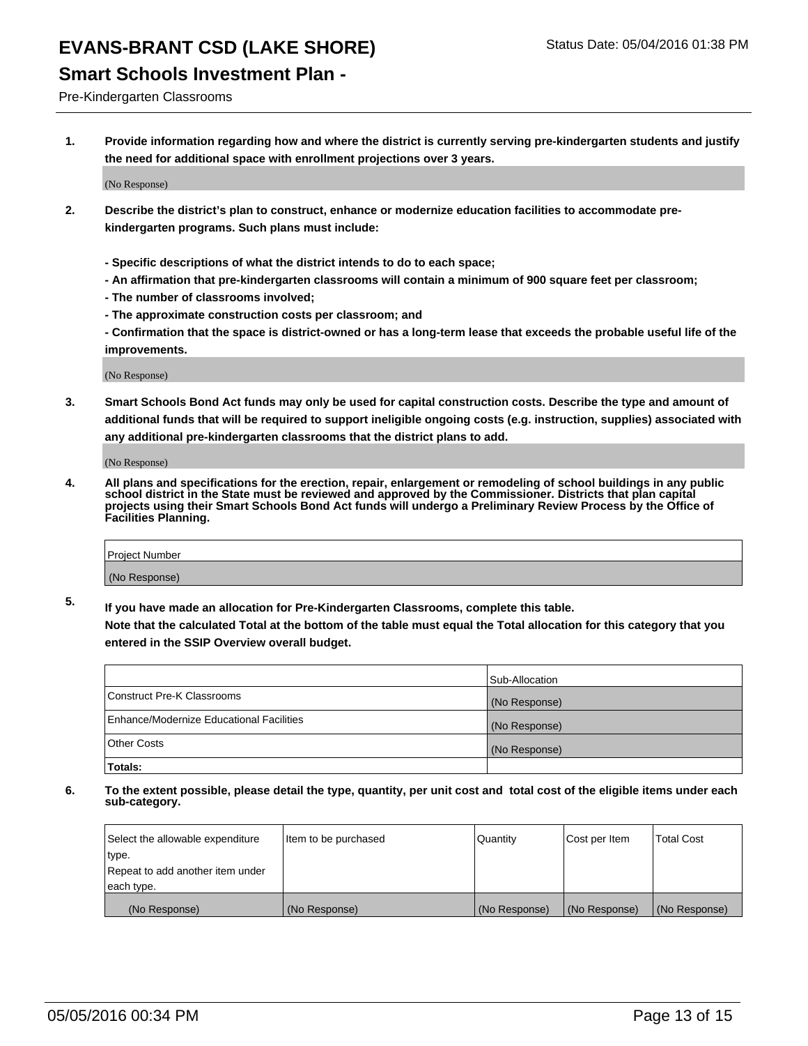# EVANS-BRANT CSD (LAKE SHORE)

Status Date: 05/04/2016 01:38 PM

## Smart Schools Investment Plan -

Pre-Kindergarten Classrooms

**1. Provide information regarding how and where the district is currently serving pre-kindergarten students and justify the need for additional space with enrollment projections over 3 years.**

(No Response)

**2. Describe the district's plan to construct, enhance or modernize education facilities to accommodate pre-kindergarten programs. Such plans must include:**

**- Specific descriptions of what the district intends to do to each space;**
**- An affirmation that pre-kindergarten classrooms will contain a minimum of 900 square feet per classroom;**
**- The number of classrooms involved;**
**- The approximate construction costs per classroom; and**
**- Confirmation that the space is district-owned or has a long-term lease that exceeds the probable useful life of the improvements.**

(No Response)

**3. Smart Schools Bond Act funds may only be used for capital construction costs. Describe the type and amount of additional funds that will be required to support ineligible ongoing costs (e.g. instruction, supplies) associated with any additional pre-kindergarten classrooms that the district plans to add.**

(No Response)

**4. All plans and specifications for the erection, repair, enlargement or remodeling of school buildings in any public school district in the State must be reviewed and approved by the Commissioner. Districts that plan capital projects using their Smart Schools Bond Act funds will undergo a Preliminary Review Process by the Office of Facilities Planning.**

| Project Number |
|---|
| (No Response) |

**5. If you have made an allocation for Pre-Kindergarten Classrooms, complete this table. Note that the calculated Total at the bottom of the table must equal the Total allocation for this category that you entered in the SSIP Overview overall budget.**

| | Sub-Allocation |
|---|---|
| Construct Pre-K Classrooms | (No Response) |
| Enhance/Modernize Educational Facilities | (No Response) |
| Other Costs | (No Response) |
| **Totals:** | |

**6. To the extent possible, please detail the type, quantity, per unit cost and total cost of the eligible items under each sub-category.**

| Select the allowable expenditure type. Repeat to add another item under each type. | Item to be purchased | Quantity | Cost per Item | Total Cost |
|---|---|---|---|---|
| (No Response) | (No Response) | (No Response) | (No Response) | (No Response) |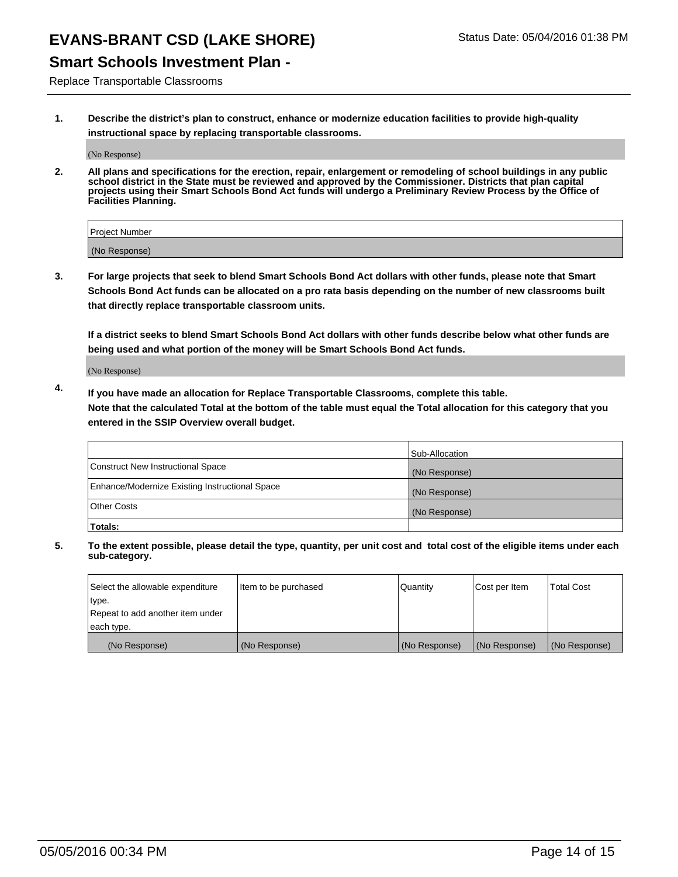# EVANS-BRANT CSD (LAKE SHORE)

Status Date: 05/04/2016 01:38 PM

## Smart Schools Investment Plan -

Replace Transportable Classrooms

1. **Describe the district's plan to construct, enhance or modernize education facilities to provide high-quality instructional space by replacing transportable classrooms.**

(No Response)

2. **All plans and specifications for the erection, repair, enlargement or remodeling of school buildings in any public school district in the State must be reviewed and approved by the Commissioner. Districts that plan capital projects using their Smart Schools Bond Act funds will undergo a Preliminary Review Process by the Office of Facilities Planning.**

| Project Number |
| --- |
| (No Response) |

3. **For large projects that seek to blend Smart Schools Bond Act dollars with other funds, please note that Smart Schools Bond Act funds can be allocated on a pro rata basis depending on the number of new classrooms built that directly replace transportable classroom units.**

   **If a district seeks to blend Smart Schools Bond Act dollars with other funds describe below what other funds are being used and what portion of the money will be Smart Schools Bond Act funds.**

(No Response)

4. **If you have made an allocation for Replace Transportable Classrooms, complete this table.**
   **Note that the calculated Total at the bottom of the table must equal the Total allocation for this category that you entered in the SSIP Overview overall budget.**

| | Sub-Allocation |
| --- | --- |
| Construct New Instructional Space | (No Response) |
| Enhance/Modernize Existing Instructional Space | (No Response) |
| Other Costs | (No Response) |
| **Totals:** | |

5. **To the extent possible, please detail the type, quantity, per unit cost and total cost of the eligible items under each sub-category.**

| Select the allowable expenditure type. Repeat to add another item under each type. | Item to be purchased | Quantity | Cost per Item | Total Cost |
| --- | --- | --- | --- | --- |
| (No Response) | (No Response) | (No Response) | (No Response) | (No Response) |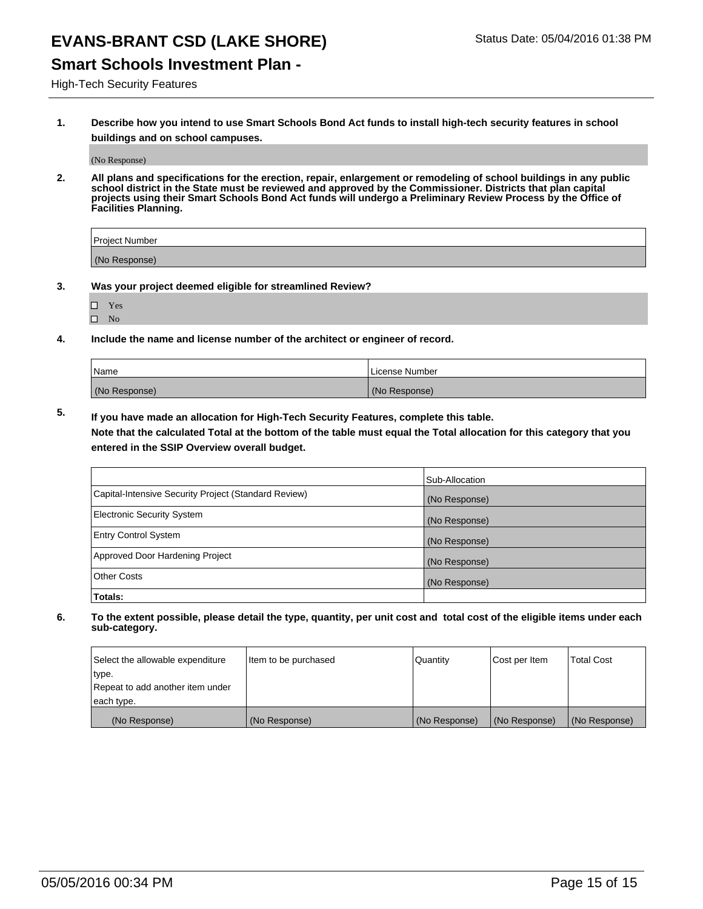# EVANS-BRANT CSD (LAKE SHORE)

Status Date: 05/04/2016 01:38 PM

## Smart Schools Investment Plan -

High-Tech Security Features

**1. Describe how you intend to use Smart Schools Bond Act funds to install high-tech security features in school buildings and on school campuses.**

(No Response)

**2. All plans and specifications for the erection, repair, enlargement or remodeling of school buildings in any public school district in the State must be reviewed and approved by the Commissioner. Districts that plan capital projects using their Smart Schools Bond Act funds will undergo a Preliminary Review Process by the Office of Facilities Planning.**

| Project Number |
|---|
| (No Response) |

**3. Was your project deemed eligible for streamlined Review?**

- ☐ Yes
- ☐ No

**4. Include the name and license number of the architect or engineer of record.**

| Name | License Number |
|---|---|
| (No Response) | (No Response) |

**5. If you have made an allocation for High-Tech Security Features, complete this table.**
**Note that the calculated Total at the bottom of the table must equal the Total allocation for this category that you entered in the SSIP Overview overall budget.**

| | Sub-Allocation |
|---|---|
| Capital-Intensive Security Project (Standard Review) | (No Response) |
| Electronic Security System | (No Response) |
| Entry Control System | (No Response) |
| Approved Door Hardening Project | (No Response) |
| Other Costs | (No Response) |
| **Totals:** | |

**6. To the extent possible, please detail the type, quantity, per unit cost and total cost of the eligible items under each sub-category.**

| Select the allowable expenditure type. Repeat to add another item under each type. | Item to be purchased | Quantity | Cost per Item | Total Cost |
|---|---|---|---|---|
| (No Response) | (No Response) | (No Response) | (No Response) | (No Response) |